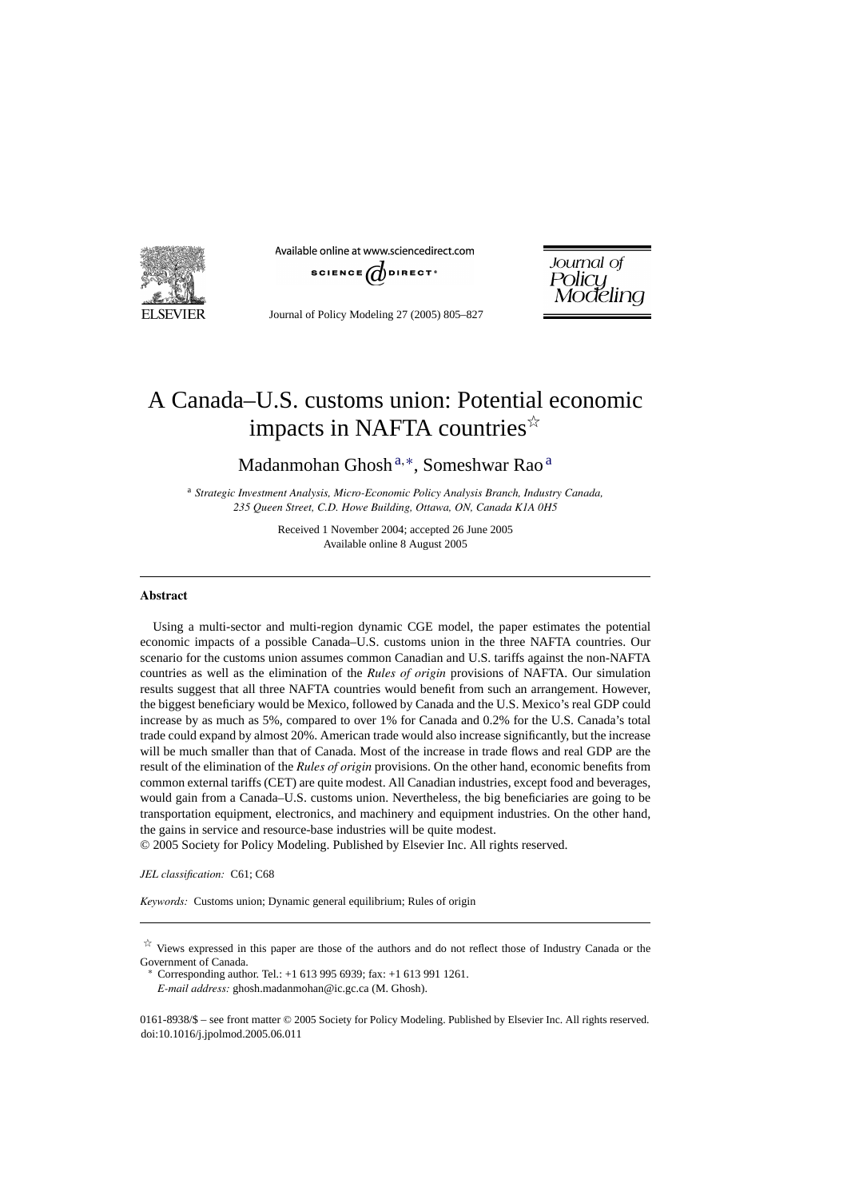# A Canada–U.S. customs union: Potential economic impacts in NAFTA countries☆

Madanmohan Ghosh[a,*], Someshwar Rao[a]

[a] *Strategic Investment Analysis, Micro-Economic Policy Analysis Branch, Industry Canada, 235 Queen Street, C.D. Howe Building, Ottawa, ON, Canada K1A 0H5*

Received 1 November 2004; accepted 26 June 2005
Available online 8 August 2005

## Abstract

Using a multi-sector and multi-region dynamic CGE model, the paper estimates the potential economic impacts of a possible Canada–U.S. customs union in the three NAFTA countries. Our scenario for the customs union assumes common Canadian and U.S. tariffs against the non-NAFTA countries as well as the elimination of the *Rules of origin* provisions of NAFTA. Our simulation results suggest that all three NAFTA countries would benefit from such an arrangement. However, the biggest beneficiary would be Mexico, followed by Canada and the U.S. Mexico's real GDP could increase by as much as 5%, compared to over 1% for Canada and 0.2% for the U.S. Canada's total trade could expand by almost 20%. American trade would also increase significantly, but the increase will be much smaller than that of Canada. Most of the increase in trade flows and real GDP are the result of the elimination of the *Rules of origin* provisions. On the other hand, economic benefits from common external tariffs (CET) are quite modest. All Canadian industries, except food and beverages, would gain from a Canada–U.S. customs union. Nevertheless, the big beneficiaries are going to be transportation equipment, electronics, and machinery and equipment industries. On the other hand, the gains in service and resource-base industries will be quite modest.
© 2005 Society for Policy Modeling. Published by Elsevier Inc. All rights reserved.

*JEL classification:* C61; C68

*Keywords:* Customs union; Dynamic general equilibrium; Rules of origin

☆ Views expressed in this paper are those of the authors and do not reflect those of Industry Canada or the Government of Canada.

\* Corresponding author. Tel.: +1 613 995 6939; fax: +1 613 991 1261.
*E-mail address:* ghosh.madanmohan@ic.gc.ca (M. Ghosh).

0161-8938/$ – see front matter © 2005 Society for Policy Modeling. Published by Elsevier Inc. All rights reserved.
doi:10.1016/j.jpolmod.2005.06.011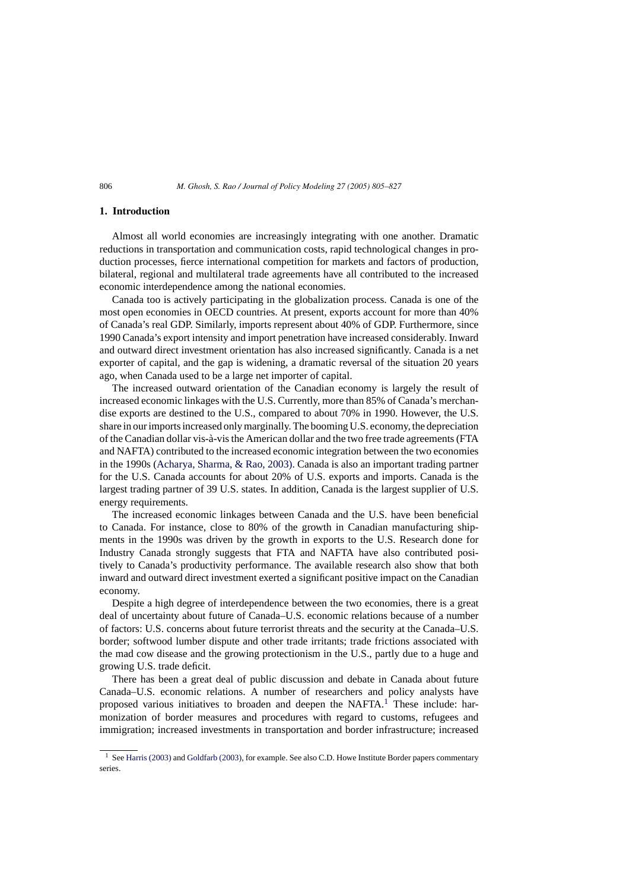## 1. Introduction

Almost all world economies are increasingly integrating with one another. Dramatic reductions in transportation and communication costs, rapid technological changes in production processes, fierce international competition for markets and factors of production, bilateral, regional and multilateral trade agreements have all contributed to the increased economic interdependence among the national economies.

Canada too is actively participating in the globalization process. Canada is one of the most open economies in OECD countries. At present, exports account for more than 40% of Canada's real GDP. Similarly, imports represent about 40% of GDP. Furthermore, since 1990 Canada's export intensity and import penetration have increased considerably. Inward and outward direct investment orientation has also increased significantly. Canada is a net exporter of capital, and the gap is widening, a dramatic reversal of the situation 20 years ago, when Canada used to be a large net importer of capital.

The increased outward orientation of the Canadian economy is largely the result of increased economic linkages with the U.S. Currently, more than 85% of Canada's merchandise exports are destined to the U.S., compared to about 70% in 1990. However, the U.S. share in our imports increased only marginally. The booming U.S. economy, the depreciation of the Canadian dollar vis-à-vis the American dollar and the two free trade agreements (FTA and NAFTA) contributed to the increased economic integration between the two economies in the 1990s (Acharya, Sharma, & Rao, 2003). Canada is also an important trading partner for the U.S. Canada accounts for about 20% of U.S. exports and imports. Canada is the largest trading partner of 39 U.S. states. In addition, Canada is the largest supplier of U.S. energy requirements.

The increased economic linkages between Canada and the U.S. have been beneficial to Canada. For instance, close to 80% of the growth in Canadian manufacturing shipments in the 1990s was driven by the growth in exports to the U.S. Research done for Industry Canada strongly suggests that FTA and NAFTA have also contributed positively to Canada's productivity performance. The available research also show that both inward and outward direct investment exerted a significant positive impact on the Canadian economy.

Despite a high degree of interdependence between the two economies, there is a great deal of uncertainty about future of Canada–U.S. economic relations because of a number of factors: U.S. concerns about future terrorist threats and the security at the Canada–U.S. border; softwood lumber dispute and other trade irritants; trade frictions associated with the mad cow disease and the growing protectionism in the U.S., partly due to a huge and growing U.S. trade deficit.

There has been a great deal of public discussion and debate in Canada about future Canada–U.S. economic relations. A number of researchers and policy analysts have proposed various initiatives to broaden and deepen the NAFTA.[1] These include: harmonization of border measures and procedures with regard to customs, refugees and immigration; increased investments in transportation and border infrastructure; increased

[1] See Harris (2003) and Goldfarb (2003), for example. See also C.D. Howe Institute Border papers commentary series.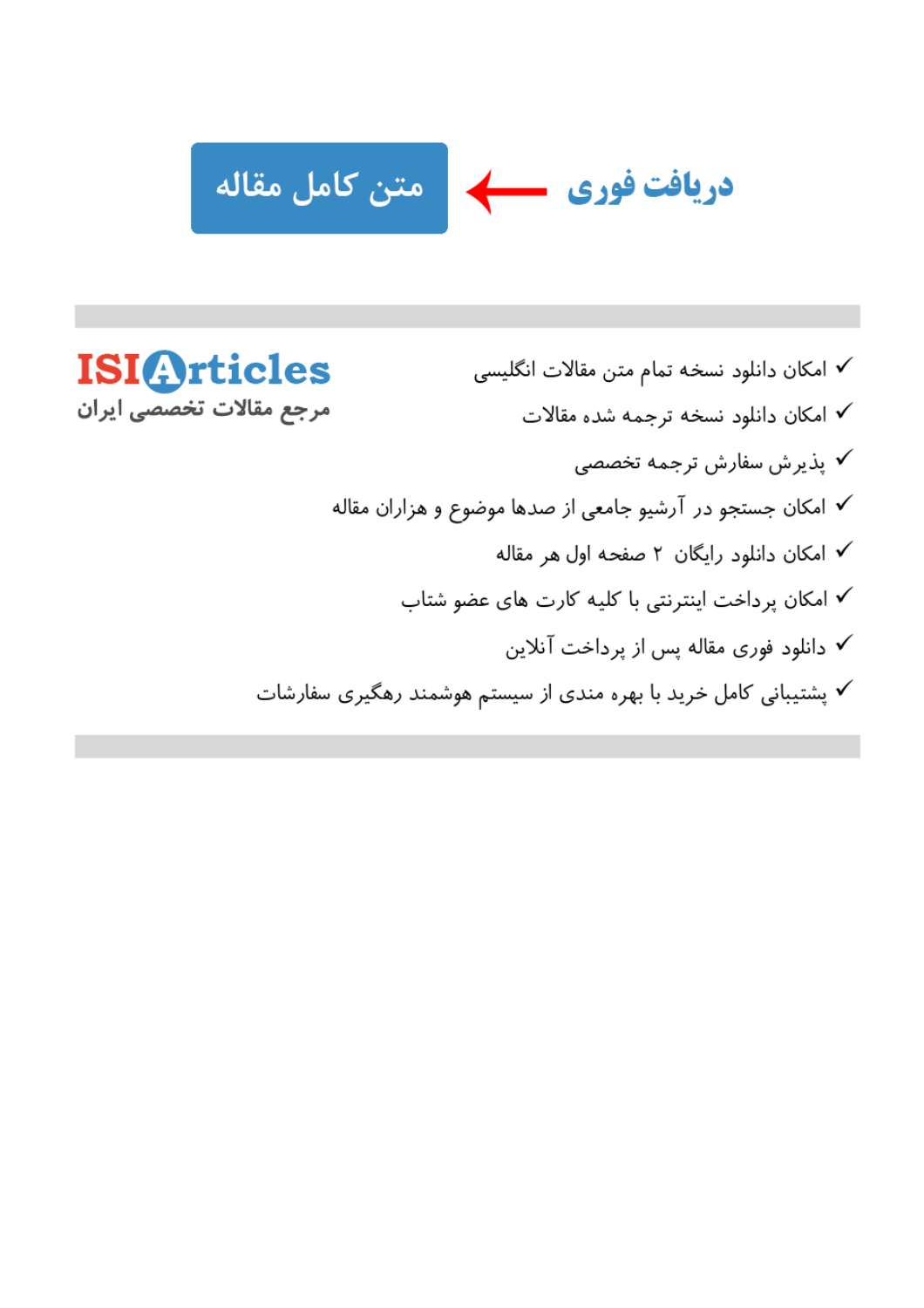**دریافت فوری ← متن کامل مقاله**

**ISIArticles**
مرجع مقالات تخصصی ایران

- ✓ امکان دانلود نسخه تمام متن مقالات انگلیسی
- ✓ امکان دانلود نسخه ترجمه شده مقالات
- ✓ پذیرش سفارش ترجمه تخصصی
- ✓ امکان جستجو در آرشیو جامعی از صدها موضوع و هزاران مقاله
- ✓ امکان دانلود رایگان ۲ صفحه اول هر مقاله
- ✓ امکان پرداخت اینترنتی با کلیه کارت های عضو شتاب
- ✓ دانلود فوری مقاله پس از پرداخت آنلاین
- ✓ پشتیبانی کامل خرید با بهره مندی از سیستم هوشمند رهگیری سفارشات